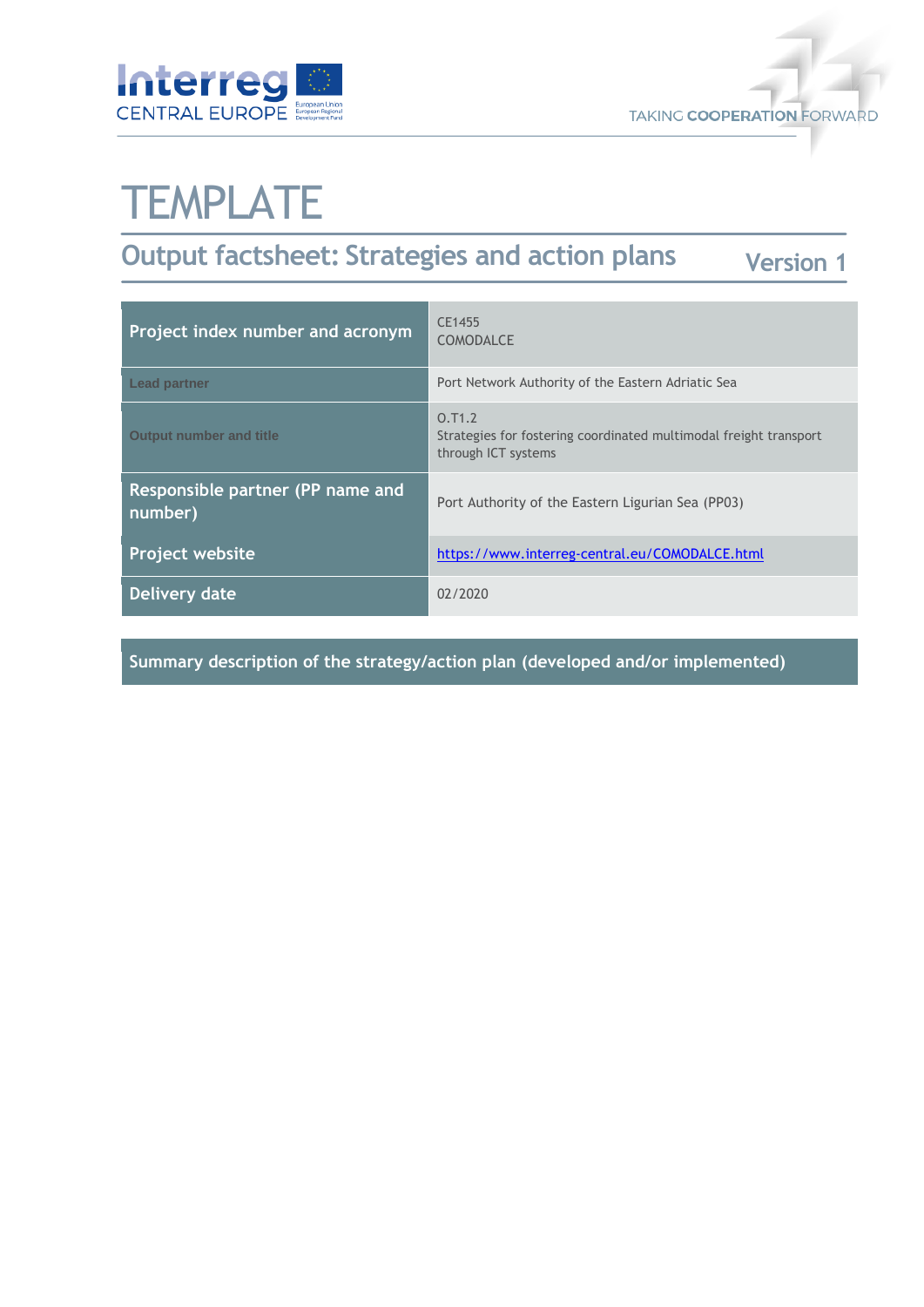# TEMPLATE

## Output factsheet: Strategies and action plans

Version 1

| Project index number and acronym | CE1455 COMODALCE |
|---|---|
| Lead partner | Port Network Authority of the Eastern Adriatic Sea |
| Output number and title | O.T1.2 Strategies for fostering coordinated multimodal freight transport through ICT systems |
| Responsible partner (PP name and number) | Port Authority of the Eastern Ligurian Sea (PP03) |
| Project website | https://www.interreg-central.eu/COMODALCE.html |
| Delivery date | 02/2020 |

**Summary description of the strategy/action plan (developed and/or implemented)**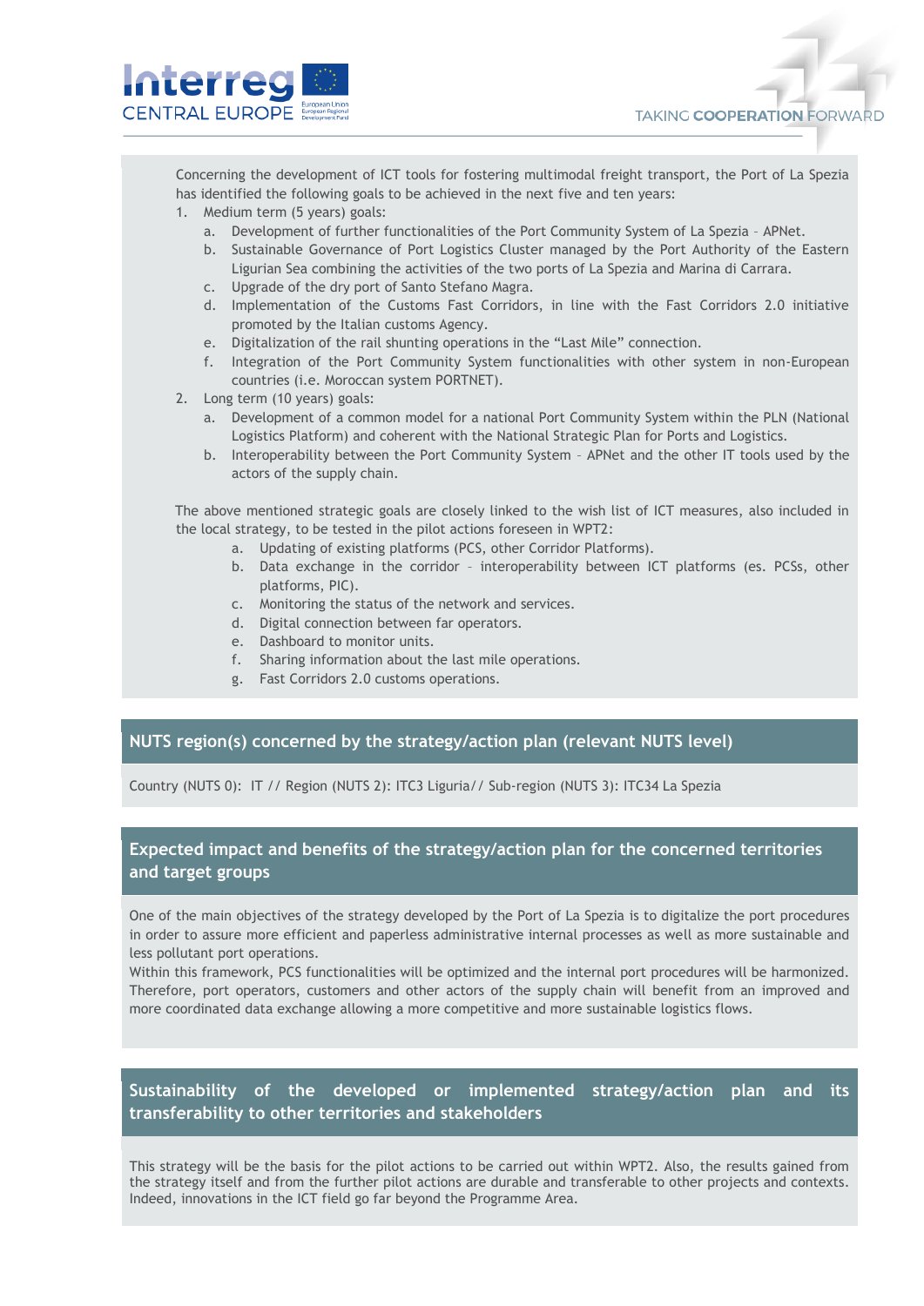Concerning the development of ICT tools for fostering multimodal freight transport, the Port of La Spezia has identified the following goals to be achieved in the next five and ten years:

1. Medium term (5 years) goals:
    a. Development of further functionalities of the Port Community System of La Spezia – APNet.
    b. Sustainable Governance of Port Logistics Cluster managed by the Port Authority of the Eastern Ligurian Sea combining the activities of the two ports of La Spezia and Marina di Carrara.
    c. Upgrade of the dry port of Santo Stefano Magra.
    d. Implementation of the Customs Fast Corridors, in line with the Fast Corridors 2.0 initiative promoted by the Italian customs Agency.
    e. Digitalization of the rail shunting operations in the "Last Mile" connection.
    f. Integration of the Port Community System functionalities with other system in non-European countries (i.e. Moroccan system PORTNET).
2. Long term (10 years) goals:
    a. Development of a common model for a national Port Community System within the PLN (National Logistics Platform) and coherent with the National Strategic Plan for Ports and Logistics.
    b. Interoperability between the Port Community System – APNet and the other IT tools used by the actors of the supply chain.

The above mentioned strategic goals are closely linked to the wish list of ICT measures, also included in the local strategy, to be tested in the pilot actions foreseen in WPT2:

a. Updating of existing platforms (PCS, other Corridor Platforms).
b. Data exchange in the corridor – interoperability between ICT platforms (es. PCSs, other platforms, PIC).
c. Monitoring the status of the network and services.
d. Digital connection between far operators.
e. Dashboard to monitor units.
f. Sharing information about the last mile operations.
g. Fast Corridors 2.0 customs operations.

## NUTS region(s) concerned by the strategy/action plan (relevant NUTS level)

Country (NUTS 0): IT // Region (NUTS 2): ITC3 Liguria// Sub-region (NUTS 3): ITC34 La Spezia

## Expected impact and benefits of the strategy/action plan for the concerned territories and target groups

One of the main objectives of the strategy developed by the Port of La Spezia is to digitalize the port procedures in order to assure more efficient and paperless administrative internal processes as well as more sustainable and less pollutant port operations.

Within this framework, PCS functionalities will be optimized and the internal port procedures will be harmonized. Therefore, port operators, customers and other actors of the supply chain will benefit from an improved and more coordinated data exchange allowing a more competitive and more sustainable logistics flows.

## Sustainability of the developed or implemented strategy/action plan and its transferability to other territories and stakeholders

This strategy will be the basis for the pilot actions to be carried out within WPT2. Also, the results gained from the strategy itself and from the further pilot actions are durable and transferable to other projects and contexts. Indeed, innovations in the ICT field go far beyond the Programme Area.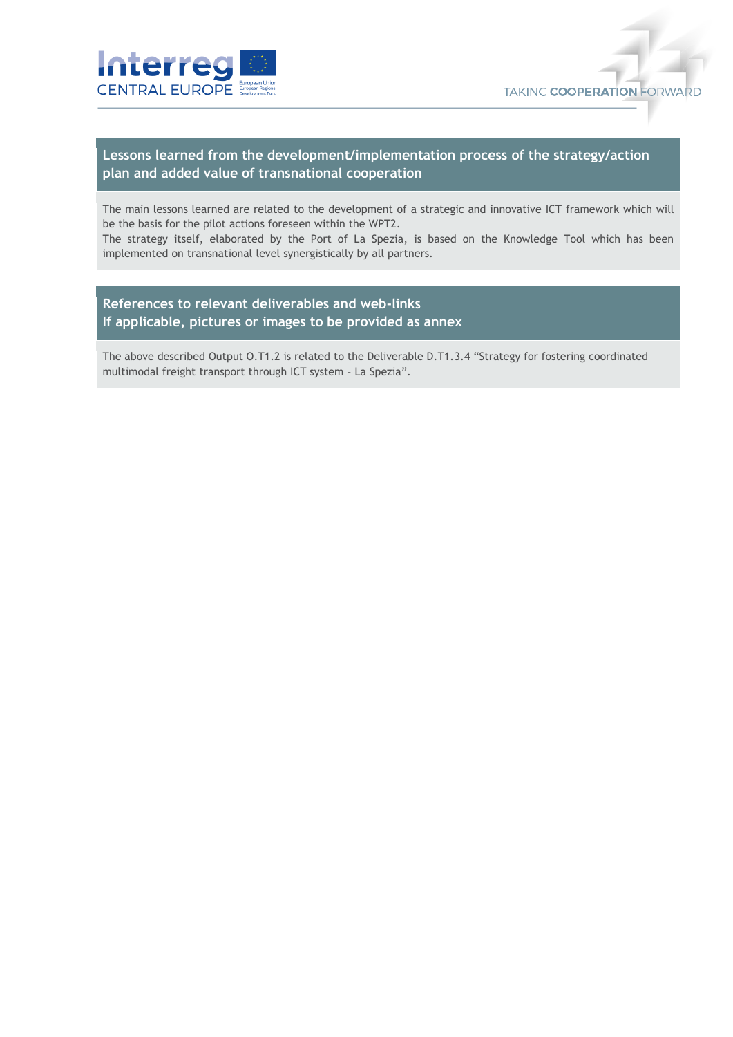## Lessons learned from the development/implementation process of the strategy/action plan and added value of transnational cooperation

The main lessons learned are related to the development of a strategic and innovative ICT framework which will be the basis for the pilot actions foreseen within the WPT2.
The strategy itself, elaborated by the Port of La Spezia, is based on the Knowledge Tool which has been implemented on transnational level synergistically by all partners.

## References to relevant deliverables and web-links
## If applicable, pictures or images to be provided as annex

The above described Output O.T1.2 is related to the Deliverable D.T1.3.4 "Strategy for fostering coordinated multimodal freight transport through ICT system – La Spezia".